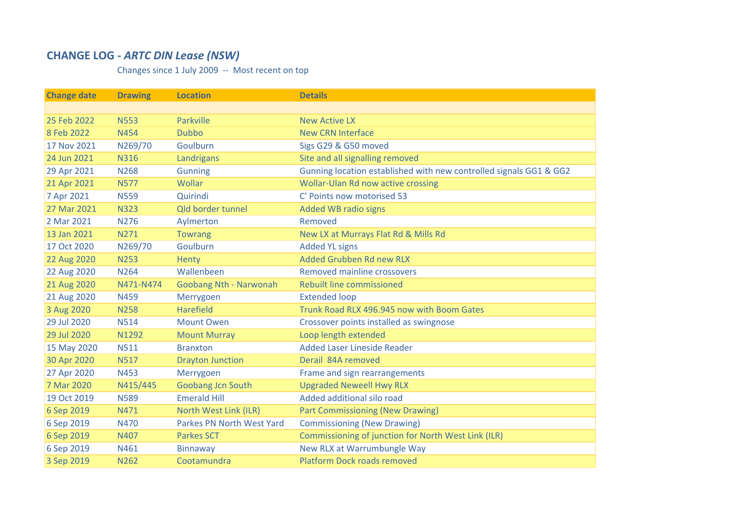## CHANGE LOG - *ARTC DIN Lease (NSW)*

Changes since 1 July 2009 -- Most recent on top

| Change date | Drawing | Location | Details |
|---|---|---|---|
| | | | |
| 25 Feb 2022 | N553 | Parkville | New Active LX |
| 8 Feb 2022 | N454 | Dubbo | New CRN Interface |
| 17 Nov 2021 | N269/70 | Goulburn | Sigs G29 & G50 moved |
| 24 Jun 2021 | N316 | Landrigans | Site and all signalling removed |
| 29 Apr 2021 | N268 | Gunning | Gunning location established with new controlled signals GG1 & GG2 |
| 21 Apr 2021 | N577 | Wollar | Wollar-Ulan Rd now active crossing |
| 7 Apr 2021 | N559 | Quirindi | C' Points now motorised 53 |
| 27 Mar 2021 | N323 | Qld border tunnel | Added WB radio signs |
| 2 Mar 2021 | N276 | Aylmerton | Removed |
| 13 Jan 2021 | N271 | Towrang | New LX at Murrays Flat Rd & Mills Rd |
| 17 Oct 2020 | N269/70 | Goulburn | Added YL signs |
| 22 Aug 2020 | N253 | Henty | Added Grubben Rd new RLX |
| 22 Aug 2020 | N264 | Wallenbeen | Removed mainline crossovers |
| 21 Aug 2020 | N471-N474 | Goobang Nth - Narwonah | Rebuilt line commissioned |
| 21 Aug 2020 | N459 | Merrygoen | Extended loop |
| 3 Aug 2020 | N258 | Harefield | Trunk Road RLX 496.945 now with Boom Gates |
| 29 Jul 2020 | N514 | Mount Owen | Crossover points installed as swingnose |
| 29 Jul 2020 | N1292 | Mount Murray | Loop length extended |
| 15 May 2020 | N511 | Branxton | Added Laser Lineside Reader |
| 30 Apr 2020 | N517 | Drayton Junction | Derail 84A removed |
| 27 Apr 2020 | N453 | Merrygoen | Frame and sign rearrangements |
| 7 Mar 2020 | N415/445 | Goobang Jcn South | Upgraded Neweell Hwy RLX |
| 19 Oct 2019 | N589 | Emerald Hill | Added additional silo road |
| 6 Sep 2019 | N471 | North West Link (ILR) | Part Commissioning (New Drawing) |
| 6 Sep 2019 | N470 | Parkes PN North West Yard | Commissioning (New Drawing) |
| 6 Sep 2019 | N407 | Parkes SCT | Commissioning of junction for North West Link (ILR) |
| 6 Sep 2019 | N461 | Binnaway | New RLX at Warrumbungle Way |
| 3 Sep 2019 | N262 | Cootamundra | Platform Dock roads removed |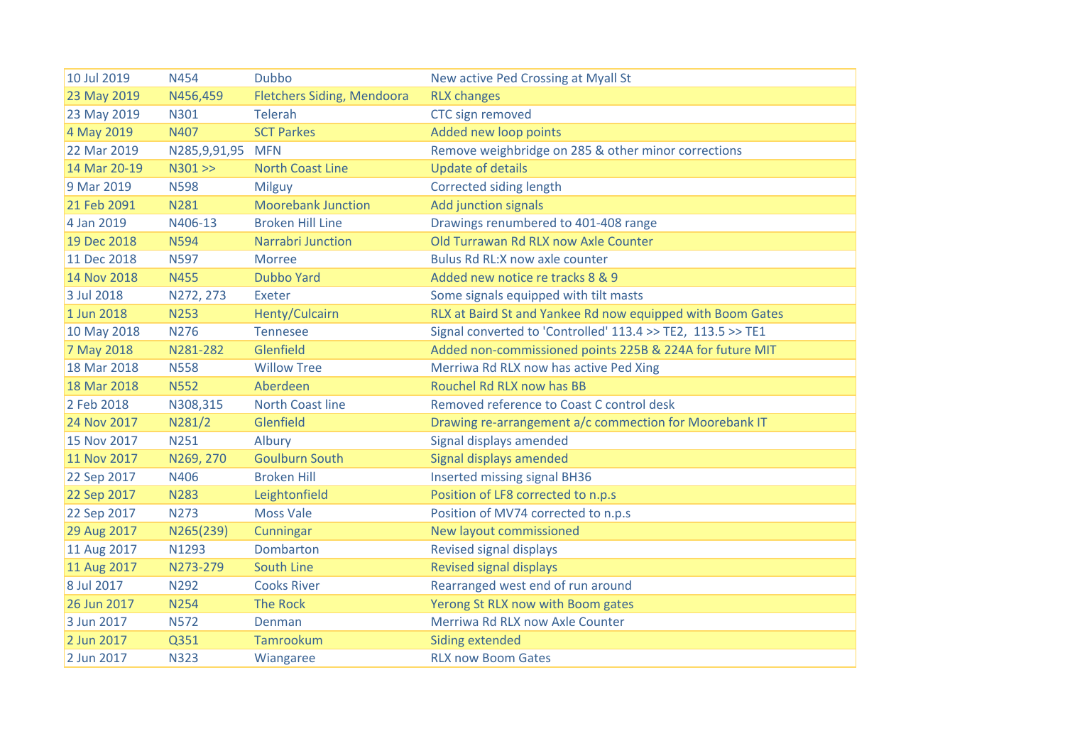| | | | |
|---|---|---|---|
| 10 Jul 2019 | N454 | Dubbo | New active Ped Crossing at Myall St |
| 23 May 2019 | N456,459 | Fletchers Siding, Mendoora | RLX changes |
| 23 May 2019 | N301 | Telerah | CTC sign removed |
| 4 May 2019 | N407 | SCT Parkes | Added new loop points |
| 22 Mar 2019 | N285,9,91,95 | MFN | Remove weighbridge on 285 & other minor corrections |
| 14 Mar 20-19 | N301 >> | North Coast Line | Update of details |
| 9 Mar 2019 | N598 | Milguy | Corrected siding length |
| 21 Feb 2091 | N281 | Moorebank Junction | Add junction signals |
| 4 Jan 2019 | N406-13 | Broken Hill Line | Drawings renumbered to 401-408 range |
| 19 Dec 2018 | N594 | Narrabri Junction | Old Turrawan Rd RLX now Axle Counter |
| 11 Dec 2018 | N597 | Morree | Bulus Rd RL:X now axle counter |
| 14 Nov 2018 | N455 | Dubbo Yard | Added new notice re tracks 8 & 9 |
| 3 Jul 2018 | N272, 273 | Exeter | Some signals equipped with tilt masts |
| 1 Jun 2018 | N253 | Henty/Culcairn | RLX at Baird St and Yankee Rd now equipped with Boom Gates |
| 10 May 2018 | N276 | Tennesee | Signal converted to 'Controlled' 113.4 >> TE2, 113.5 >> TE1 |
| 7 May 2018 | N281-282 | Glenfield | Added non-commissioned points 225B & 224A for future MIT |
| 18 Mar 2018 | N558 | Willow Tree | Merriwa Rd RLX now has active Ped Xing |
| 18 Mar 2018 | N552 | Aberdeen | Rouchel Rd RLX now has BB |
| 2 Feb 2018 | N308,315 | North Coast line | Removed reference to Coast C control desk |
| 24 Nov 2017 | N281/2 | Glenfield | Drawing re-arrangement a/c commection for Moorebank IT |
| 15 Nov 2017 | N251 | Albury | Signal displays amended |
| 11 Nov 2017 | N269, 270 | Goulburn South | Signal displays amended |
| 22 Sep 2017 | N406 | Broken Hill | Inserted missing signal BH36 |
| 22 Sep 2017 | N283 | Leightonfield | Position of LF8 corrected to n.p.s |
| 22 Sep 2017 | N273 | Moss Vale | Position of MV74 corrected to n.p.s |
| 29 Aug 2017 | N265(239) | Cunningar | New layout commissioned |
| 11 Aug 2017 | N1293 | Dombarton | Revised signal displays |
| 11 Aug 2017 | N273-279 | South Line | Revised signal displays |
| 8 Jul 2017 | N292 | Cooks River | Rearranged west end of run around |
| 26 Jun 2017 | N254 | The Rock | Yerong St RLX now with Boom gates |
| 3 Jun 2017 | N572 | Denman | Merriwa Rd RLX now Axle Counter |
| 2 Jun 2017 | Q351 | Tamrookum | Siding extended |
| 2 Jun 2017 | N323 | Wiangaree | RLX now Boom Gates |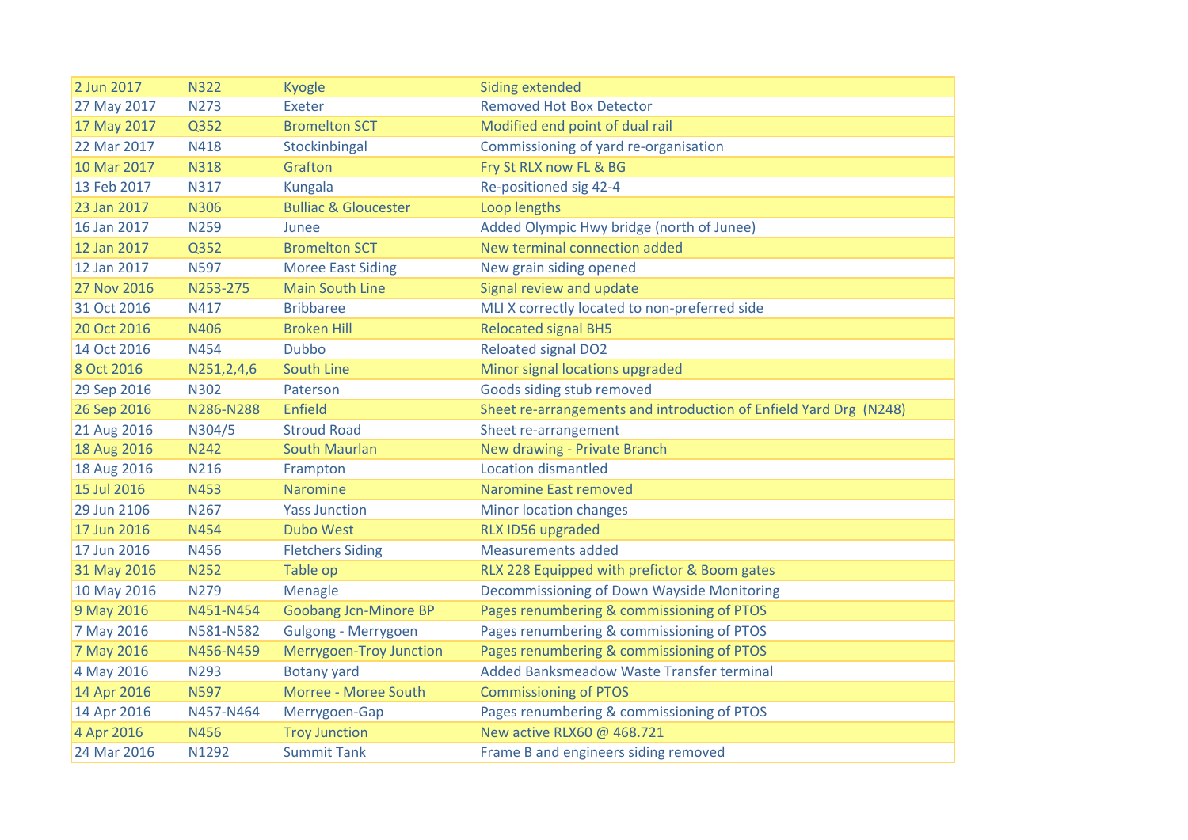| | | | |
|---|---|---|---|
| 2 Jun 2017 | N322 | Kyogle | Siding extended |
| 27 May 2017 | N273 | Exeter | Removed Hot Box Detector |
| 17 May 2017 | Q352 | Bromelton SCT | Modified end point of dual rail |
| 22 Mar 2017 | N418 | Stockinbingal | Commissioning of yard re-organisation |
| 10 Mar 2017 | N318 | Grafton | Fry St RLX now FL & BG |
| 13 Feb 2017 | N317 | Kungala | Re-positioned sig 42-4 |
| 23 Jan 2017 | N306 | Bulliac & Gloucester | Loop lengths |
| 16 Jan 2017 | N259 | Junee | Added Olympic Hwy bridge (north of Junee) |
| 12 Jan 2017 | Q352 | Bromelton SCT | New terminal connection added |
| 12 Jan 2017 | N597 | Moree East Siding | New grain siding opened |
| 27 Nov 2016 | N253-275 | Main South Line | Signal review and update |
| 31 Oct 2016 | N417 | Bribbaree | MLI X correctly located to non-preferred side |
| 20 Oct 2016 | N406 | Broken Hill | Relocated signal BH5 |
| 14 Oct 2016 | N454 | Dubbo | Reloated signal DO2 |
| 8 Oct 2016 | N251,2,4,6 | South Line | Minor signal locations upgraded |
| 29 Sep 2016 | N302 | Paterson | Goods siding stub removed |
| 26 Sep 2016 | N286-N288 | Enfield | Sheet re-arrangements and introduction of Enfield Yard Drg (N248) |
| 21 Aug 2016 | N304/5 | Stroud Road | Sheet re-arrangement |
| 18 Aug 2016 | N242 | South Maurlan | New drawing - Private Branch |
| 18 Aug 2016 | N216 | Frampton | Location dismantled |
| 15 Jul 2016 | N453 | Naromine | Naromine East removed |
| 29 Jun 2106 | N267 | Yass Junction | Minor location changes |
| 17 Jun 2016 | N454 | Dubo West | RLX ID56 upgraded |
| 17 Jun 2016 | N456 | Fletchers Siding | Measurements added |
| 31 May 2016 | N252 | Table op | RLX 228 Equipped with prefictor & Boom gates |
| 10 May 2016 | N279 | Menagle | Decommissioning of Down Wayside Monitoring |
| 9 May 2016 | N451-N454 | Goobang Jcn-Minore BP | Pages renumbering & commissioning of PTOS |
| 7 May 2016 | N581-N582 | Gulgong - Merrygoen | Pages renumbering & commissioning of PTOS |
| 7 May 2016 | N456-N459 | Merrygoen-Troy Junction | Pages renumbering & commissioning of PTOS |
| 4 May 2016 | N293 | Botany yard | Added Banksmeadow Waste Transfer terminal |
| 14 Apr 2016 | N597 | Morree - Moree South | Commissioning of PTOS |
| 14 Apr 2016 | N457-N464 | Merrygoen-Gap | Pages renumbering & commissioning of PTOS |
| 4 Apr 2016 | N456 | Troy Junction | New active RLX60 @ 468.721 |
| 24 Mar 2016 | N1292 | Summit Tank | Frame B and engineers siding removed |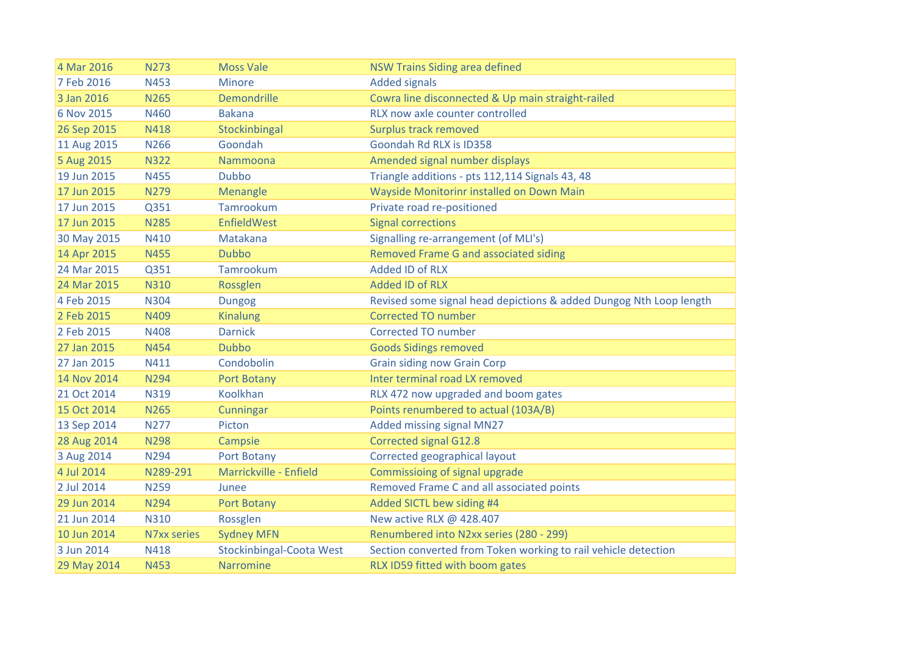| | | | |
|---|---|---|---|
| 4 Mar 2016 | N273 | Moss Vale | NSW Trains Siding area defined |
| 7 Feb 2016 | N453 | Minore | Added signals |
| 3 Jan 2016 | N265 | Demondrille | Cowra line disconnected & Up main straight-railed |
| 6 Nov 2015 | N460 | Bakana | RLX now axle counter controlled |
| 26 Sep 2015 | N418 | Stockinbingal | Surplus track removed |
| 11 Aug 2015 | N266 | Goondah | Goondah Rd RLX is ID358 |
| 5 Aug 2015 | N322 | Nammoona | Amended signal number displays |
| 19 Jun 2015 | N455 | Dubbo | Triangle additions - pts 112,114 Signals 43, 48 |
| 17 Jun 2015 | N279 | Menangle | Wayside Monitorinr installed on Down Main |
| 17 Jun 2015 | Q351 | Tamrookum | Private road re-positioned |
| 17 Jun 2015 | N285 | EnfieldWest | Signal corrections |
| 30 May 2015 | N410 | Matakana | Signalling re-arrangement (of MLI's) |
| 14 Apr 2015 | N455 | Dubbo | Removed Frame G and associated siding |
| 24 Mar 2015 | Q351 | Tamrookum | Added ID of RLX |
| 24 Mar 2015 | N310 | Rossglen | Added ID of RLX |
| 4 Feb 2015 | N304 | Dungog | Revised some signal head depictions & added Dungog Nth Loop length |
| 2 Feb 2015 | N409 | Kinalung | Corrected TO number |
| 2 Feb 2015 | N408 | Darnick | Corrected TO number |
| 27 Jan 2015 | N454 | Dubbo | Goods Sidings removed |
| 27 Jan 2015 | N411 | Condobolin | Grain siding now Grain Corp |
| 14 Nov 2014 | N294 | Port Botany | Inter terminal road LX removed |
| 21 Oct 2014 | N319 | Koolkhan | RLX 472 now upgraded and boom gates |
| 15 Oct 2014 | N265 | Cunningar | Points renumbered to actual (103A/B) |
| 13 Sep 2014 | N277 | Picton | Added missing signal MN27 |
| 28 Aug 2014 | N298 | Campsie | Corrected signal G12.8 |
| 3 Aug 2014 | N294 | Port Botany | Corrected geographical layout |
| 4 Jul 2014 | N289-291 | Marrickville - Enfield | Commissioing of signal upgrade |
| 2 Jul 2014 | N259 | Junee | Removed Frame C and all associated points |
| 29 Jun 2014 | N294 | Port Botany | Added SICTL bew siding #4 |
| 21 Jun 2014 | N310 | Rossglen | New active RLX @ 428.407 |
| 10 Jun 2014 | N7xx series | Sydney MFN | Renumbered into N2xx series (280 - 299) |
| 3 Jun 2014 | N418 | Stockinbingal-Coota West | Section converted from Token working to rail vehicle detection |
| 29 May 2014 | N453 | Narromine | RLX ID59 fitted with boom gates |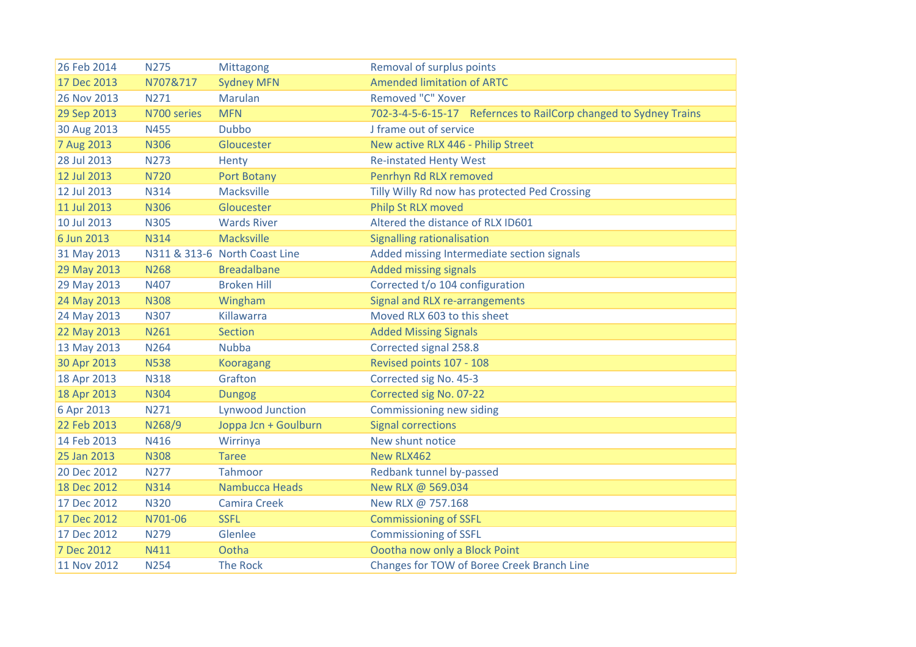| 26 Feb 2014 | N275 | Mittagong | Removal of surplus points |
|---|---|---|---|
| 17 Dec 2013 | N707&717 | Sydney MFN | Amended limitation of ARTC |
| 26 Nov 2013 | N271 | Marulan | Removed "C" Xover |
| 29 Sep 2013 | N700 series | MFN | 702-3-4-5-6-15-17 Refernces to RailCorp changed to Sydney Trains |
| 30 Aug 2013 | N455 | Dubbo | J frame out of service |
| 7 Aug 2013 | N306 | Gloucester | New active RLX 446 - Philip Street |
| 28 Jul 2013 | N273 | Henty | Re-instated Henty West |
| 12 Jul 2013 | N720 | Port Botany | Penrhyn Rd RLX removed |
| 12 Jul 2013 | N314 | Macksville | Tilly Willy Rd now has protected Ped Crossing |
| 11 Jul 2013 | N306 | Gloucester | Philp St RLX moved |
| 10 Jul 2013 | N305 | Wards River | Altered the distance of RLX ID601 |
| 6 Jun 2013 | N314 | Macksville | Signalling rationalisation |
| 31 May 2013 | N311 & 313-6 | North Coast Line | Added missing Intermediate section signals |
| 29 May 2013 | N268 | Breadalbane | Added missing signals |
| 29 May 2013 | N407 | Broken Hill | Corrected t/o 104 configuration |
| 24 May 2013 | N308 | Wingham | Signal and RLX re-arrangements |
| 24 May 2013 | N307 | Killawarra | Moved RLX 603 to this sheet |
| 22 May 2013 | N261 | Section | Added Missing Signals |
| 13 May 2013 | N264 | Nubba | Corrected signal 258.8 |
| 30 Apr 2013 | N538 | Kooragang | Revised points 107 - 108 |
| 18 Apr 2013 | N318 | Grafton | Corrected sig No. 45-3 |
| 18 Apr 2013 | N304 | Dungog | Corrected sig No. 07-22 |
| 6 Apr 2013 | N271 | Lynwood Junction | Commissioning new siding |
| 22 Feb 2013 | N268/9 | Joppa Jcn + Goulburn | Signal corrections |
| 14 Feb 2013 | N416 | Wirrinya | New shunt notice |
| 25 Jan 2013 | N308 | Taree | New RLX462 |
| 20 Dec 2012 | N277 | Tahmoor | Redbank tunnel by-passed |
| 18 Dec 2012 | N314 | Nambucca Heads | New RLX @ 569.034 |
| 17 Dec 2012 | N320 | Camira Creek | New RLX @ 757.168 |
| 17 Dec 2012 | N701-06 | SSFL | Commissioning of SSFL |
| 17 Dec 2012 | N279 | Glenlee | Commissioning of SSFL |
| 7 Dec 2012 | N411 | Ootha | Oootha now only a Block Point |
| 11 Nov 2012 | N254 | The Rock | Changes for TOW of Boree Creek Branch Line |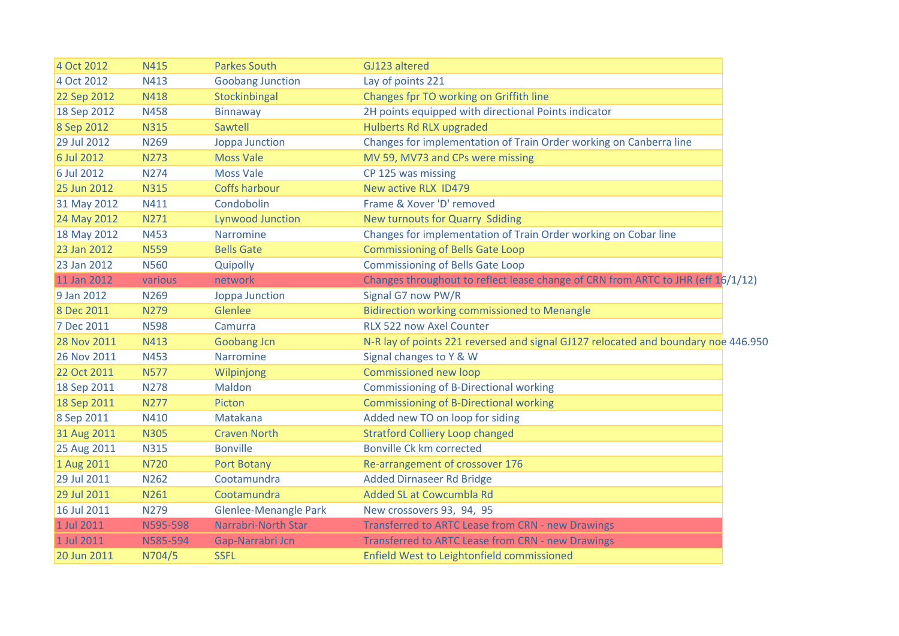| | | | |
|---|---|---|---|
| 4 Oct 2012 | N415 | Parkes South | GJ123 altered |
| 4 Oct 2012 | N413 | Goobang Junction | Lay of points 221 |
| 22 Sep 2012 | N418 | Stockinbingal | Changes fpr TO working on Griffith line |
| 18 Sep 2012 | N458 | Binnaway | 2H points equipped with directional Points indicator |
| 8 Sep 2012 | N315 | Sawtell | Hulberts Rd RLX upgraded |
| 29 Jul 2012 | N269 | Joppa Junction | Changes for implementation of Train Order working on Canberra line |
| 6 Jul 2012 | N273 | Moss Vale | MV 59, MV73 and CPs were missing |
| 6 Jul 2012 | N274 | Moss Vale | CP 125 was missing |
| 25 Jun 2012 | N315 | Coffs harbour | New active RLX ID479 |
| 31 May 2012 | N411 | Condobolin | Frame & Xover 'D' removed |
| 24 May 2012 | N271 | Lynwood Junction | New turnouts for Quarry Sdiding |
| 18 May 2012 | N453 | Narromine | Changes for implementation of Train Order working on Cobar line |
| 23 Jan 2012 | N559 | Bells Gate | Commissioning of Bells Gate Loop |
| 23 Jan 2012 | N560 | Quipolly | Commissioning of Bells Gate Loop |
| 11 Jan 2012 | various | network | Changes throughout to reflect lease change of CRN from ARTC to JHR (eff 16/1/12) |
| 9 Jan 2012 | N269 | Joppa Junction | Signal G7 now PW/R |
| 8 Dec 2011 | N279 | Glenlee | Bidirection working commissioned to Menangle |
| 7 Dec 2011 | N598 | Camurra | RLX 522 now Axel Counter |
| 28 Nov 2011 | N413 | Goobang Jcn | N-R lay of points 221 reversed and signal GJ127 relocated and boundary noe 446.950 |
| 26 Nov 2011 | N453 | Narromine | Signal changes to Y & W |
| 22 Oct 2011 | N577 | Wilpinjong | Commissioned new loop |
| 18 Sep 2011 | N278 | Maldon | Commissioning of B-Directional working |
| 18 Sep 2011 | N277 | Picton | Commissioning of B-Directional working |
| 8 Sep 2011 | N410 | Matakana | Added new TO on loop for siding |
| 31 Aug 2011 | N305 | Craven North | Stratford Colliery Loop changed |
| 25 Aug 2011 | N315 | Bonville | Bonville Ck km corrected |
| 1 Aug 2011 | N720 | Port Botany | Re-arrangement of crossover 176 |
| 29 Jul 2011 | N262 | Cootamundra | Added Dirnaseer Rd Bridge |
| 29 Jul 2011 | N261 | Cootamundra | Added SL at Cowcumbla Rd |
| 16 Jul 2011 | N279 | Glenlee-Menangle Park | New crossovers 93, 94, 95 |
| 1 Jul 2011 | N595-598 | Narrabri-North Star | Transferred to ARTC Lease from CRN - new Drawings |
| 1 Jul 2011 | N585-594 | Gap-Narrabri Jcn | Transferred to ARTC Lease from CRN - new Drawings |
| 20 Jun 2011 | N704/5 | SSFL | Enfield West to Leightonfield commissioned |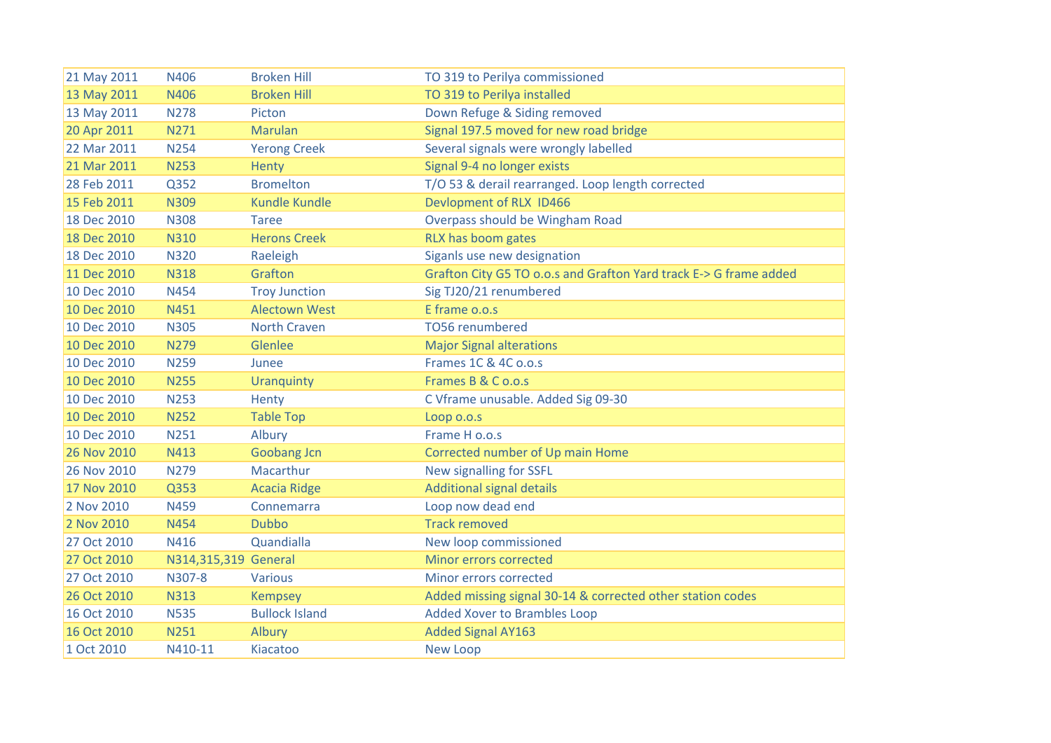| | | | |
|---|---|---|---|
| 21 May 2011 | N406 | Broken Hill | TO 319 to Perilya commissioned |
| 13 May 2011 | N406 | Broken Hill | TO 319 to Perilya installed |
| 13 May 2011 | N278 | Picton | Down Refuge & Siding removed |
| 20 Apr 2011 | N271 | Marulan | Signal 197.5 moved for new road bridge |
| 22 Mar 2011 | N254 | Yerong Creek | Several signals were wrongly labelled |
| 21 Mar 2011 | N253 | Henty | Signal 9-4 no longer exists |
| 28 Feb 2011 | Q352 | Bromelton | T/O 53 & derail rearranged. Loop length corrected |
| 15 Feb 2011 | N309 | Kundle Kundle | Devlopment of RLX ID466 |
| 18 Dec 2010 | N308 | Taree | Overpass should be Wingham Road |
| 18 Dec 2010 | N310 | Herons Creek | RLX has boom gates |
| 18 Dec 2010 | N320 | Raeleigh | Siganls use new designation |
| 11 Dec 2010 | N318 | Grafton | Grafton City G5 TO o.o.s and Grafton Yard track E-> G frame added |
| 10 Dec 2010 | N454 | Troy Junction | Sig TJ20/21 renumbered |
| 10 Dec 2010 | N451 | Alectown West | E frame o.o.s |
| 10 Dec 2010 | N305 | North Craven | TO56 renumbered |
| 10 Dec 2010 | N279 | Glenlee | Major Signal alterations |
| 10 Dec 2010 | N259 | Junee | Frames 1C & 4C o.o.s |
| 10 Dec 2010 | N255 | Uranquinty | Frames B & C o.o.s |
| 10 Dec 2010 | N253 | Henty | C Vframe unusable. Added Sig 09-30 |
| 10 Dec 2010 | N252 | Table Top | Loop o.o.s |
| 10 Dec 2010 | N251 | Albury | Frame H o.o.s |
| 26 Nov 2010 | N413 | Goobang Jcn | Corrected number of Up main Home |
| 26 Nov 2010 | N279 | Macarthur | New signalling for SSFL |
| 17 Nov 2010 | Q353 | Acacia Ridge | Additional signal details |
| 2 Nov 2010 | N459 | Connemarra | Loop now dead end |
| 2 Nov 2010 | N454 | Dubbo | Track removed |
| 27 Oct 2010 | N416 | Quandialla | New loop commissioned |
| 27 Oct 2010 | N314,315,319 | General | Minor errors corrected |
| 27 Oct 2010 | N307-8 | Various | Minor errors corrected |
| 26 Oct 2010 | N313 | Kempsey | Added missing signal 30-14 & corrected other station codes |
| 16 Oct 2010 | N535 | Bullock Island | Added Xover to Brambles Loop |
| 16 Oct 2010 | N251 | Albury | Added Signal AY163 |
| 1 Oct 2010 | N410-11 | Kiacatoo | New Loop |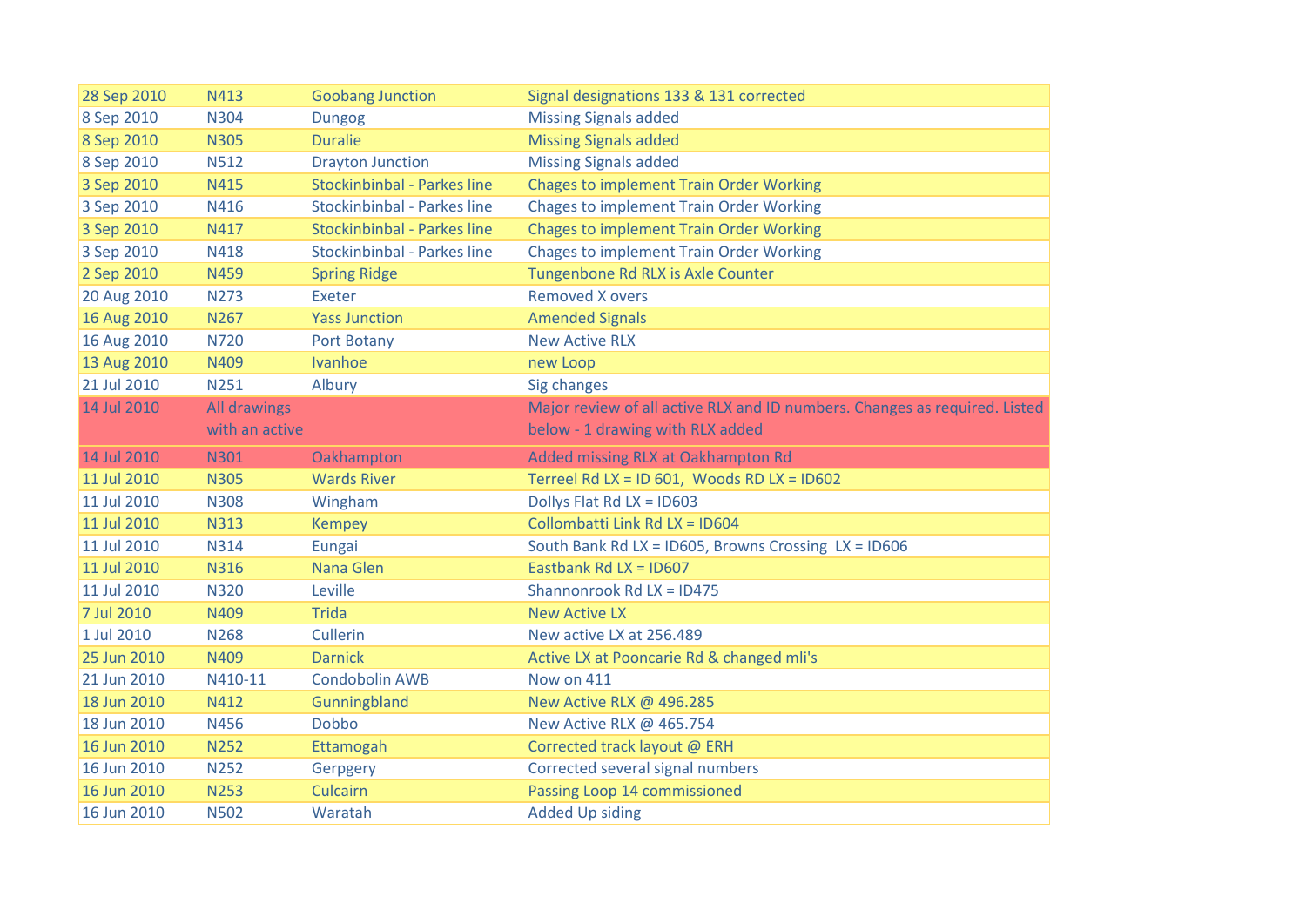| | | | |
|---|---|---|---|
| 28 Sep 2010 | N413 | Goobang Junction | Signal designations 133 & 131 corrected |
| 8 Sep 2010 | N304 | Dungog | Missing Signals added |
| 8 Sep 2010 | N305 | Duralie | Missing Signals added |
| 8 Sep 2010 | N512 | Drayton Junction | Missing Signals added |
| 3 Sep 2010 | N415 | Stockinbinbal - Parkes line | Chages to implement Train Order Working |
| 3 Sep 2010 | N416 | Stockinbinbal - Parkes line | Chages to implement Train Order Working |
| 3 Sep 2010 | N417 | Stockinbinbal - Parkes line | Chages to implement Train Order Working |
| 3 Sep 2010 | N418 | Stockinbinbal - Parkes line | Chages to implement Train Order Working |
| 2 Sep 2010 | N459 | Spring Ridge | Tungenbone Rd RLX is Axle Counter |
| 20 Aug 2010 | N273 | Exeter | Removed X overs |
| 16 Aug 2010 | N267 | Yass Junction | Amended Signals |
| 16 Aug 2010 | N720 | Port Botany | New Active RLX |
| 13 Aug 2010 | N409 | Ivanhoe | new Loop |
| 21 Jul 2010 | N251 | Albury | Sig changes |
| 14 Jul 2010 | All drawings with an active | | Major review of all active RLX and ID numbers. Changes as required. Listed below - 1 drawing with RLX added |
| 14 Jul 2010 | N301 | Oakhampton | Added missing RLX at Oakhampton Rd |
| 11 Jul 2010 | N305 | Wards River | Terreel Rd LX = ID 601, Woods RD LX = ID602 |
| 11 Jul 2010 | N308 | Wingham | Dollys Flat Rd LX = ID603 |
| 11 Jul 2010 | N313 | Kempey | Collombatti Link Rd LX = ID604 |
| 11 Jul 2010 | N314 | Eungai | South Bank Rd LX = ID605, Browns Crossing LX = ID606 |
| 11 Jul 2010 | N316 | Nana Glen | Eastbank Rd LX = ID607 |
| 11 Jul 2010 | N320 | Leville | Shannonrook Rd LX = ID475 |
| 7 Jul 2010 | N409 | Trida | New Active LX |
| 1 Jul 2010 | N268 | Cullerin | New active LX at 256.489 |
| 25 Jun 2010 | N409 | Darnick | Active LX at Pooncarie Rd & changed mli's |
| 21 Jun 2010 | N410-11 | Condobolin AWB | Now on 411 |
| 18 Jun 2010 | N412 | Gunningbland | New Active RLX @ 496.285 |
| 18 Jun 2010 | N456 | Dobbo | New Active RLX @ 465.754 |
| 16 Jun 2010 | N252 | Ettamogah | Corrected track layout @ ERH |
| 16 Jun 2010 | N252 | Gerpgery | Corrected several signal numbers |
| 16 Jun 2010 | N253 | Culcairn | Passing Loop 14 commissioned |
| 16 Jun 2010 | N502 | Waratah | Added Up siding |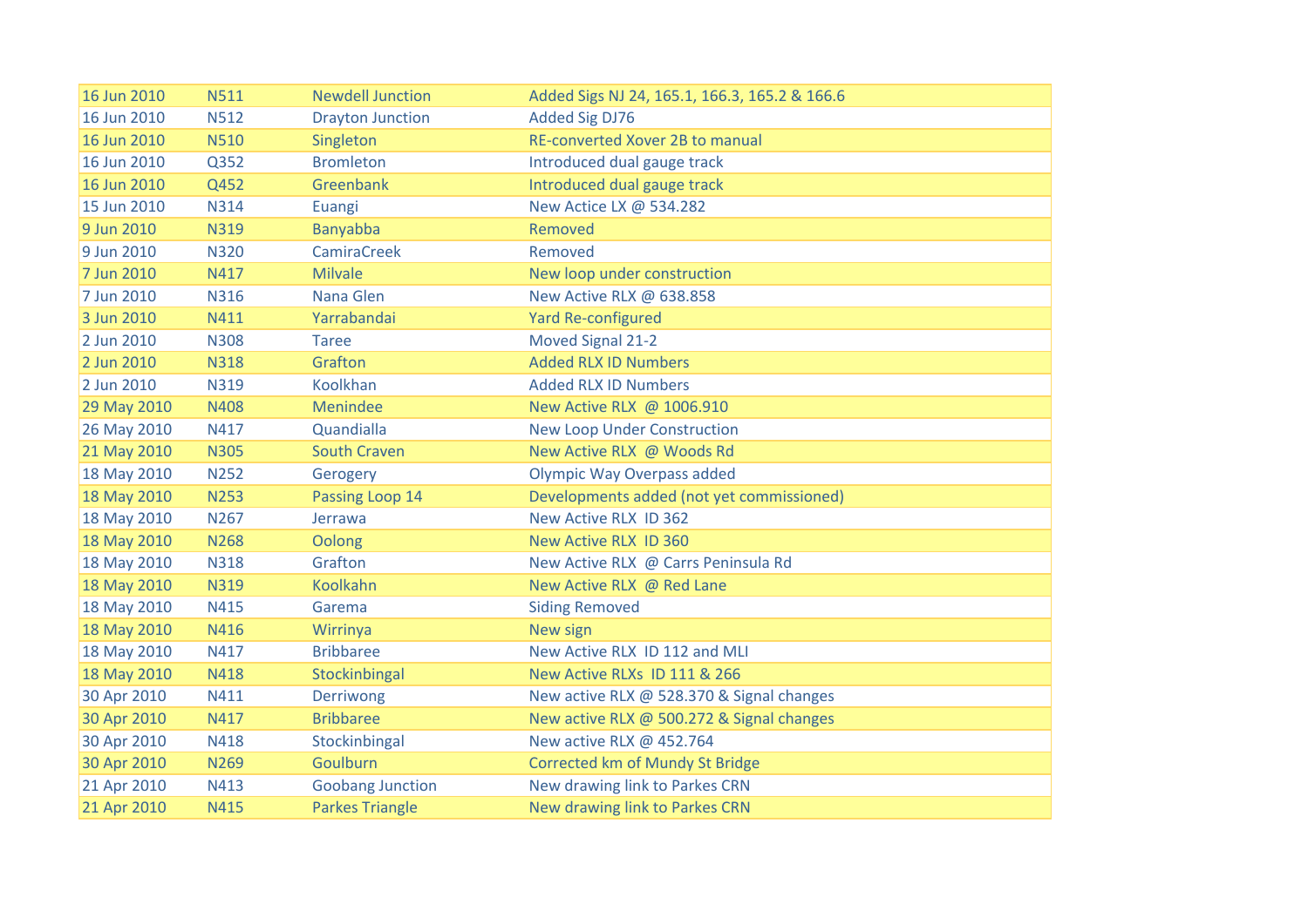| | | | |
|---|---|---|---|
| 16 Jun 2010 | N511 | Newdell Junction | Added Sigs NJ 24, 165.1, 166.3, 165.2 & 166.6 |
| 16 Jun 2010 | N512 | Drayton Junction | Added Sig DJ76 |
| 16 Jun 2010 | N510 | Singleton | RE-converted Xover 2B to manual |
| 16 Jun 2010 | Q352 | Bromleton | Introduced dual gauge track |
| 16 Jun 2010 | Q452 | Greenbank | Introduced dual gauge track |
| 15 Jun 2010 | N314 | Euangi | New Actice LX @ 534.282 |
| 9 Jun 2010 | N319 | Banyabba | Removed |
| 9 Jun 2010 | N320 | CamiraCreek | Removed |
| 7 Jun 2010 | N417 | Milvale | New loop under construction |
| 7 Jun 2010 | N316 | Nana Glen | New Active RLX @ 638.858 |
| 3 Jun 2010 | N411 | Yarrabandai | Yard Re-configured |
| 2 Jun 2010 | N308 | Taree | Moved Signal 21-2 |
| 2 Jun 2010 | N318 | Grafton | Added RLX ID Numbers |
| 2 Jun 2010 | N319 | Koolkhan | Added RLX ID Numbers |
| 29 May 2010 | N408 | Menindee | New Active RLX @ 1006.910 |
| 26 May 2010 | N417 | Quandialla | New Loop Under Construction |
| 21 May 2010 | N305 | South Craven | New Active RLX @ Woods Rd |
| 18 May 2010 | N252 | Gerogery | Olympic Way Overpass added |
| 18 May 2010 | N253 | Passing Loop 14 | Developments added (not yet commissioned) |
| 18 May 2010 | N267 | Jerrawa | New Active RLX ID 362 |
| 18 May 2010 | N268 | Oolong | New Active RLX ID 360 |
| 18 May 2010 | N318 | Grafton | New Active RLX @ Carrs Peninsula Rd |
| 18 May 2010 | N319 | Koolkahn | New Active RLX @ Red Lane |
| 18 May 2010 | N415 | Garema | Siding Removed |
| 18 May 2010 | N416 | Wirrinya | New sign |
| 18 May 2010 | N417 | Bribbaree | New Active RLX ID 112 and MLI |
| 18 May 2010 | N418 | Stockinbingal | New Active RLXs ID 111 & 266 |
| 30 Apr 2010 | N411 | Derriwong | New active RLX @ 528.370 & Signal changes |
| 30 Apr 2010 | N417 | Bribbaree | New active RLX @ 500.272 & Signal changes |
| 30 Apr 2010 | N418 | Stockinbingal | New active RLX @ 452.764 |
| 30 Apr 2010 | N269 | Goulburn | Corrected km of Mundy St Bridge |
| 21 Apr 2010 | N413 | Goobang Junction | New drawing link to Parkes CRN |
| 21 Apr 2010 | N415 | Parkes Triangle | New drawing link to Parkes CRN |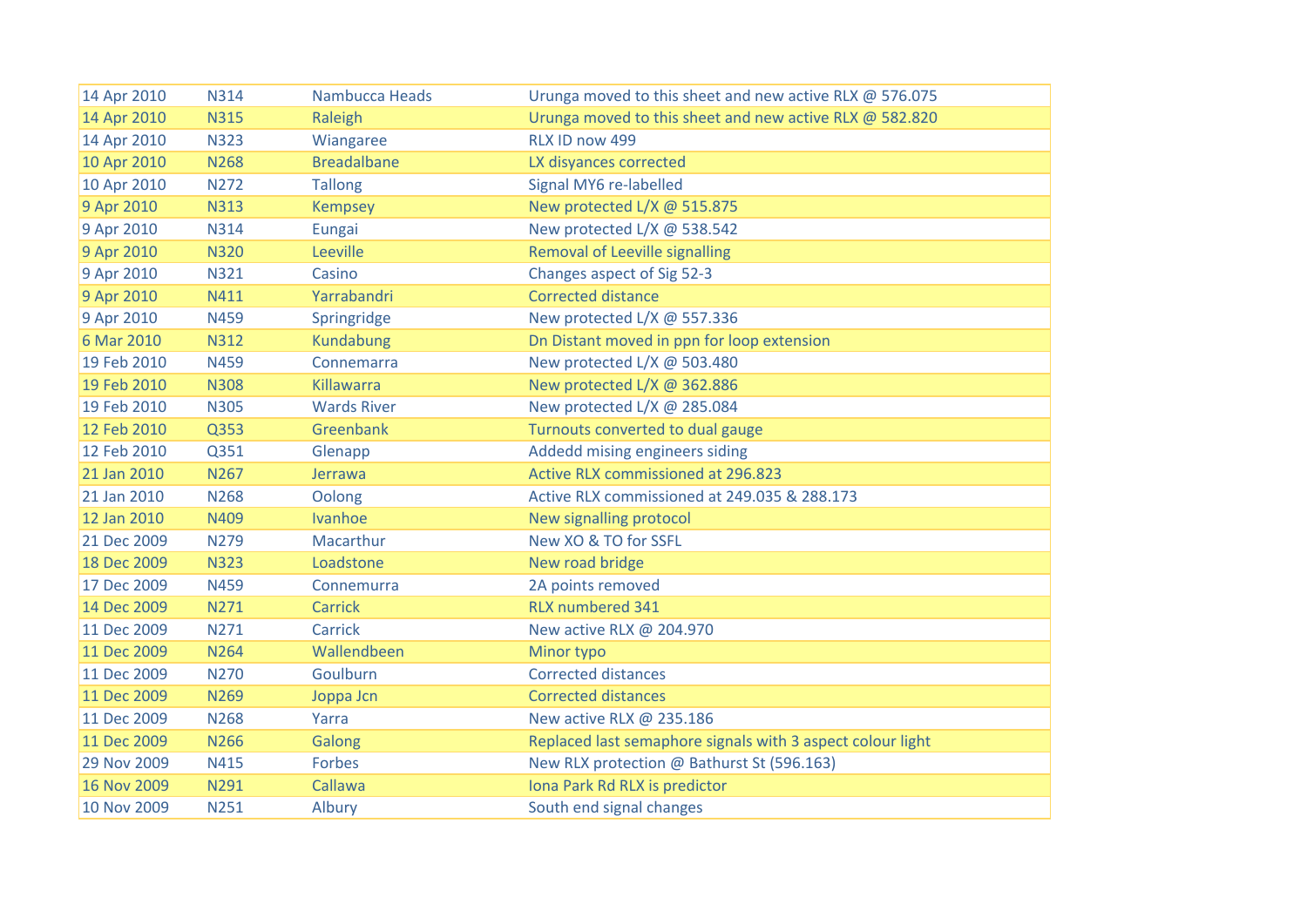| | | | |
|---|---|---|---|
| 14 Apr 2010 | N314 | Nambucca Heads | Urunga moved to this sheet and new active RLX @ 576.075 |
| 14 Apr 2010 | N315 | Raleigh | Urunga moved to this sheet and new active RLX @ 582.820 |
| 14 Apr 2010 | N323 | Wiangaree | RLX ID now 499 |
| 10 Apr 2010 | N268 | Breadalbane | LX disyances corrected |
| 10 Apr 2010 | N272 | Tallong | Signal MY6 re-labelled |
| 9 Apr 2010 | N313 | Kempsey | New protected L/X @ 515.875 |
| 9 Apr 2010 | N314 | Eungai | New protected L/X @ 538.542 |
| 9 Apr 2010 | N320 | Leeville | Removal of Leeville signalling |
| 9 Apr 2010 | N321 | Casino | Changes aspect of Sig 52-3 |
| 9 Apr 2010 | N411 | Yarrabandri | Corrected distance |
| 9 Apr 2010 | N459 | Springridge | New protected L/X @ 557.336 |
| 6 Mar 2010 | N312 | Kundabung | Dn Distant moved in ppn for loop extension |
| 19 Feb 2010 | N459 | Connemarra | New protected L/X @ 503.480 |
| 19 Feb 2010 | N308 | Killawarra | New protected L/X @ 362.886 |
| 19 Feb 2010 | N305 | Wards River | New protected L/X @ 285.084 |
| 12 Feb 2010 | Q353 | Greenbank | Turnouts converted to dual gauge |
| 12 Feb 2010 | Q351 | Glenapp | Addedd mising engineers siding |
| 21 Jan 2010 | N267 | Jerrawa | Active RLX commissioned at 296.823 |
| 21 Jan 2010 | N268 | Oolong | Active RLX commissioned at 249.035 & 288.173 |
| 12 Jan 2010 | N409 | Ivanhoe | New signalling protocol |
| 21 Dec 2009 | N279 | Macarthur | New XO & TO for SSFL |
| 18 Dec 2009 | N323 | Loadstone | New road bridge |
| 17 Dec 2009 | N459 | Connemurra | 2A points removed |
| 14 Dec 2009 | N271 | Carrick | RLX numbered 341 |
| 11 Dec 2009 | N271 | Carrick | New active RLX @ 204.970 |
| 11 Dec 2009 | N264 | Wallendbeen | Minor typo |
| 11 Dec 2009 | N270 | Goulburn | Corrected distances |
| 11 Dec 2009 | N269 | Joppa Jcn | Corrected distances |
| 11 Dec 2009 | N268 | Yarra | New active RLX @ 235.186 |
| 11 Dec 2009 | N266 | Galong | Replaced last semaphore signals with 3 aspect colour light |
| 29 Nov 2009 | N415 | Forbes | New RLX protection @ Bathurst St (596.163) |
| 16 Nov 2009 | N291 | Callawa | Iona Park Rd RLX is predictor |
| 10 Nov 2009 | N251 | Albury | South end signal changes |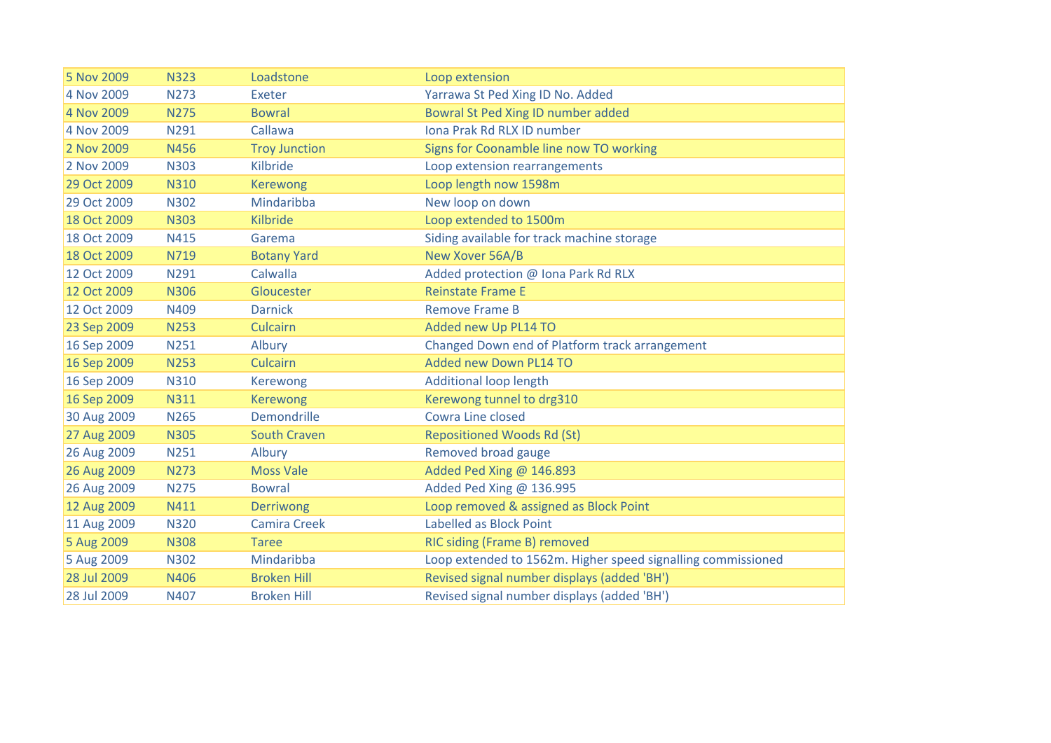| | | | |
|---|---|---|---|
| 5 Nov 2009 | N323 | Loadstone | Loop extension |
| 4 Nov 2009 | N273 | Exeter | Yarrawa St Ped Xing ID No. Added |
| 4 Nov 2009 | N275 | Bowral | Bowral St Ped Xing ID number added |
| 4 Nov 2009 | N291 | Callawa | Iona Prak Rd RLX ID number |
| 2 Nov 2009 | N456 | Troy Junction | Signs for Coonamble line now TO working |
| 2 Nov 2009 | N303 | Kilbride | Loop extension rearrangements |
| 29 Oct 2009 | N310 | Kerewong | Loop length now 1598m |
| 29 Oct 2009 | N302 | Mindaribba | New loop on down |
| 18 Oct 2009 | N303 | Kilbride | Loop extended to 1500m |
| 18 Oct 2009 | N415 | Garema | Siding available for track machine storage |
| 18 Oct 2009 | N719 | Botany Yard | New Xover 56A/B |
| 12 Oct 2009 | N291 | Calwalla | Added protection @ Iona Park Rd RLX |
| 12 Oct 2009 | N306 | Gloucester | Reinstate Frame E |
| 12 Oct 2009 | N409 | Darnick | Remove Frame B |
| 23 Sep 2009 | N253 | Culcairn | Added new Up PL14 TO |
| 16 Sep 2009 | N251 | Albury | Changed Down end of Platform track arrangement |
| 16 Sep 2009 | N253 | Culcairn | Added new Down PL14 TO |
| 16 Sep 2009 | N310 | Kerewong | Additional loop length |
| 16 Sep 2009 | N311 | Kerewong | Kerewong tunnel to drg310 |
| 30 Aug 2009 | N265 | Demondrille | Cowra Line closed |
| 27 Aug 2009 | N305 | South Craven | Repositioned Woods Rd (St) |
| 26 Aug 2009 | N251 | Albury | Removed broad gauge |
| 26 Aug 2009 | N273 | Moss Vale | Added Ped Xing @ 146.893 |
| 26 Aug 2009 | N275 | Bowral | Added Ped Xing @ 136.995 |
| 12 Aug 2009 | N411 | Derriwong | Loop removed & assigned as Block Point |
| 11 Aug 2009 | N320 | Camira Creek | Labelled as Block Point |
| 5 Aug 2009 | N308 | Taree | RIC siding (Frame B) removed |
| 5 Aug 2009 | N302 | Mindaribba | Loop extended to 1562m. Higher speed signalling commissioned |
| 28 Jul 2009 | N406 | Broken Hill | Revised signal number displays (added 'BH') |
| 28 Jul 2009 | N407 | Broken Hill | Revised signal number displays (added 'BH') |